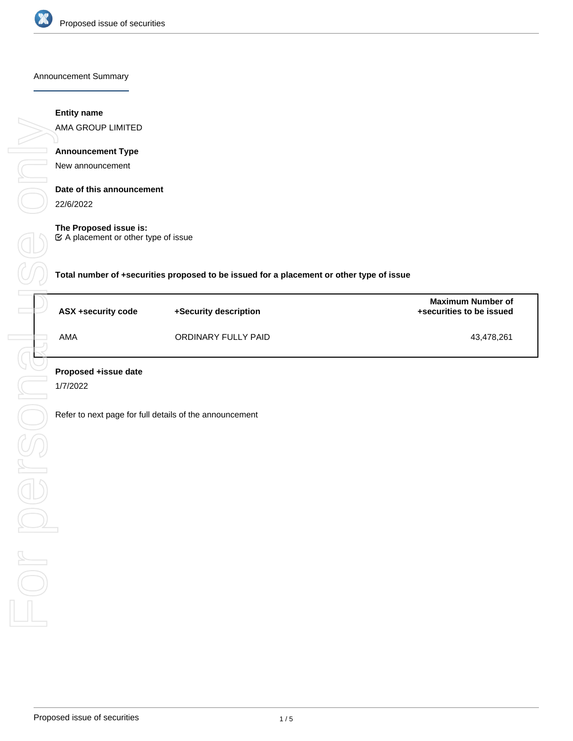## Announcement Summary

**Entity name**

AMA GROUP LIMITED

**Announcement Type**

New announcement

**Date of this announcement**

22/6/2022

**The Proposed issue is:**

☑ A placement or other type of issue

**Total number of +securities proposed to be issued for a placement or other type of issue**

| ASX +security code | +Security description | Maximum Number of +securities to be issued |
|---|---|---|
| AMA | ORDINARY FULLY PAID | 43,478,261 |

**Proposed +issue date**

1/7/2022

Refer to next page for full details of the announcement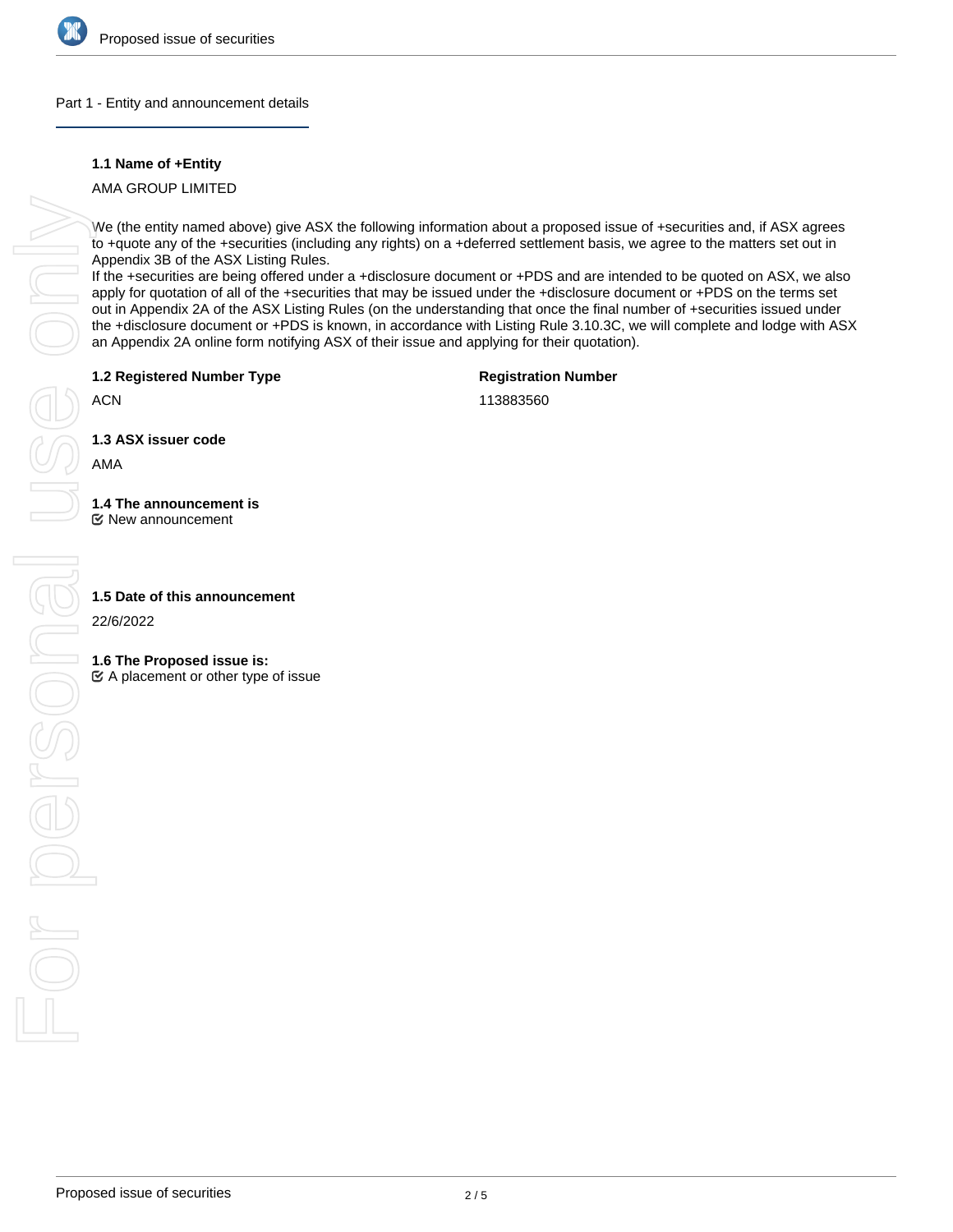## Part 1 - Entity and announcement details

**1.1 Name of +Entity**

AMA GROUP LIMITED

We (the entity named above) give ASX the following information about a proposed issue of +securities and, if ASX agrees to +quote any of the +securities (including any rights) on a +deferred settlement basis, we agree to the matters set out in Appendix 3B of the ASX Listing Rules.
If the +securities are being offered under a +disclosure document or +PDS and are intended to be quoted on ASX, we also apply for quotation of all of the +securities that may be issued under the +disclosure document or +PDS on the terms set out in Appendix 2A of the ASX Listing Rules (on the understanding that once the final number of +securities issued under the +disclosure document or +PDS is known, in accordance with Listing Rule 3.10.3C, we will complete and lodge with ASX an Appendix 2A online form notifying ASX of their issue and applying for their quotation).

**1.2 Registered Number Type**

ACN

**Registration Number**

113883560

**1.3 ASX issuer code**

AMA

**1.4 The announcement is**

☑ New announcement

**1.5 Date of this announcement**

22/6/2022

**1.6 The Proposed issue is:**

☑ A placement or other type of issue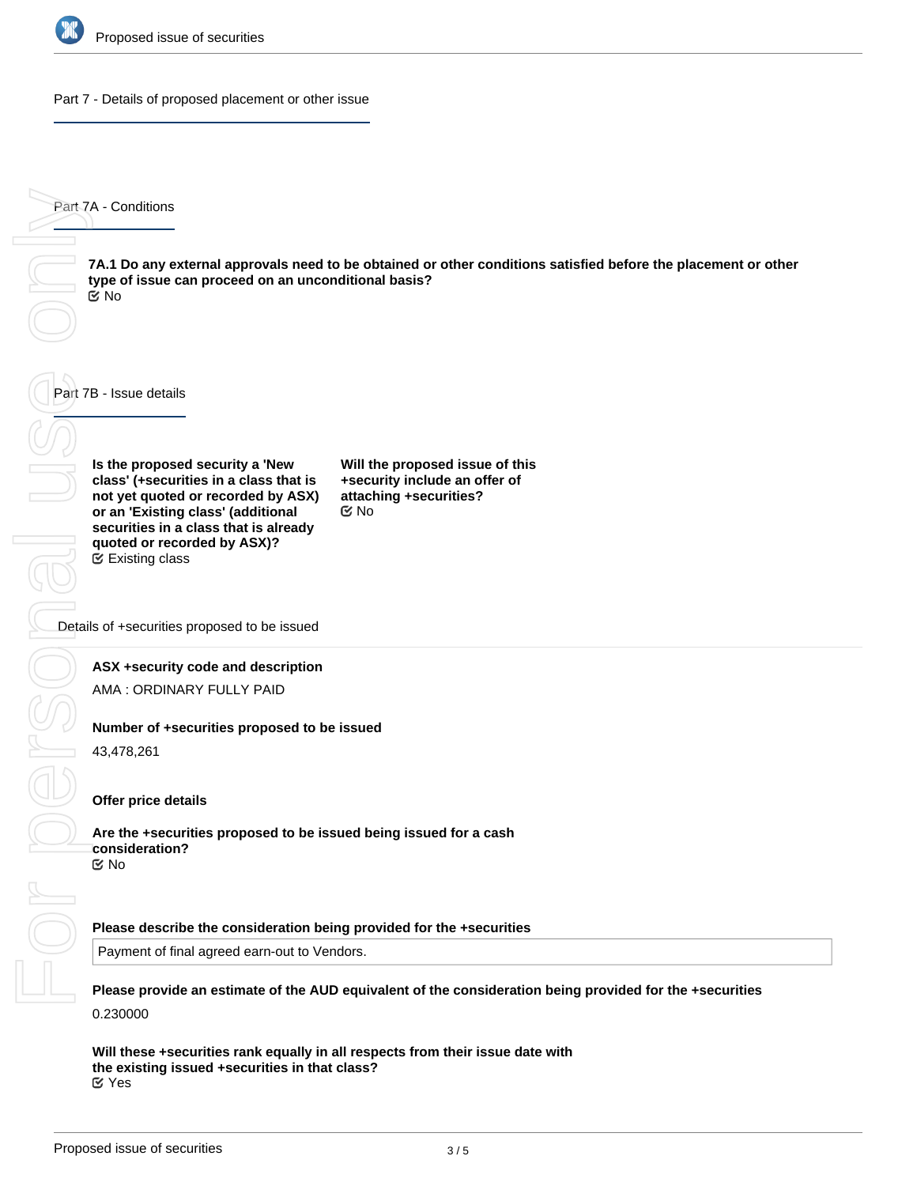## Part 7 - Details of proposed placement or other issue

### Part 7A - Conditions

**7A.1 Do any external approvals need to be obtained or other conditions satisfied before the placement or other type of issue can proceed on an unconditional basis?**
No

### Part 7B - Issue details

**Is the proposed security a 'New class' (+securities in a class that is not yet quoted or recorded by ASX) or an 'Existing class' (additional securities in a class that is already quoted or recorded by ASX)?**
Existing class

**Will the proposed issue of this +security include an offer of attaching +securities?**
No

Details of +securities proposed to be issued

**ASX +security code and description**

AMA : ORDINARY FULLY PAID

**Number of +securities proposed to be issued**

43,478,261

**Offer price details**

**Are the +securities proposed to be issued being issued for a cash consideration?**
No

**Please describe the consideration being provided for the +securities**

Payment of final agreed earn-out to Vendors.

**Please provide an estimate of the AUD equivalent of the consideration being provided for the +securities**

0.230000

**Will these +securities rank equally in all respects from their issue date with the existing issued +securities in that class?**
Yes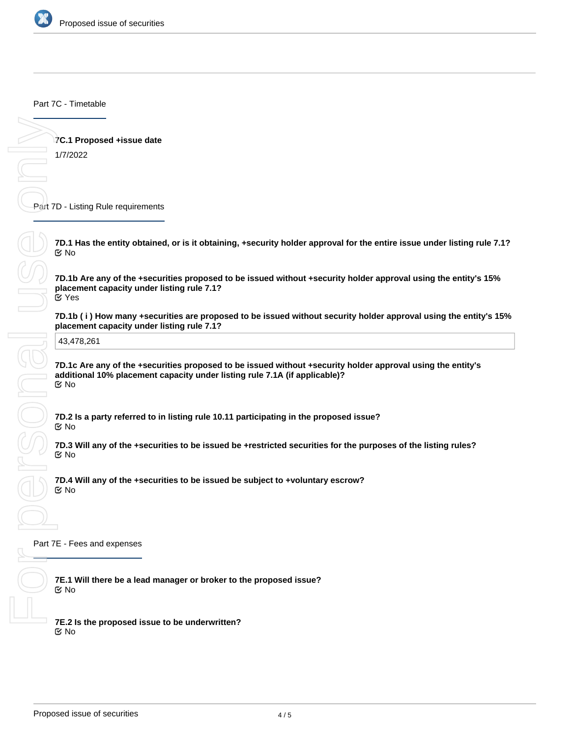## Part 7C - Timetable

**7C.1 Proposed +issue date**

1/7/2022

## Part 7D - Listing Rule requirements

**7D.1 Has the entity obtained, or is it obtaining, +security holder approval for the entire issue under listing rule 7.1?**

No

**7D.1b Are any of the +securities proposed to be issued without +security holder approval using the entity's 15% placement capacity under listing rule 7.1?**

Yes

**7D.1b ( i ) How many +securities are proposed to be issued without security holder approval using the entity's 15% placement capacity under listing rule 7.1?**

43,478,261

**7D.1c Are any of the +securities proposed to be issued without +security holder approval using the entity's additional 10% placement capacity under listing rule 7.1A (if applicable)?**

No

**7D.2 Is a party referred to in listing rule 10.11 participating in the proposed issue?**

No

**7D.3 Will any of the +securities to be issued be +restricted securities for the purposes of the listing rules?**

No

**7D.4 Will any of the +securities to be issued be subject to +voluntary escrow?**

No

## Part 7E - Fees and expenses

**7E.1 Will there be a lead manager or broker to the proposed issue?**

No

**7E.2 Is the proposed issue to be underwritten?**

No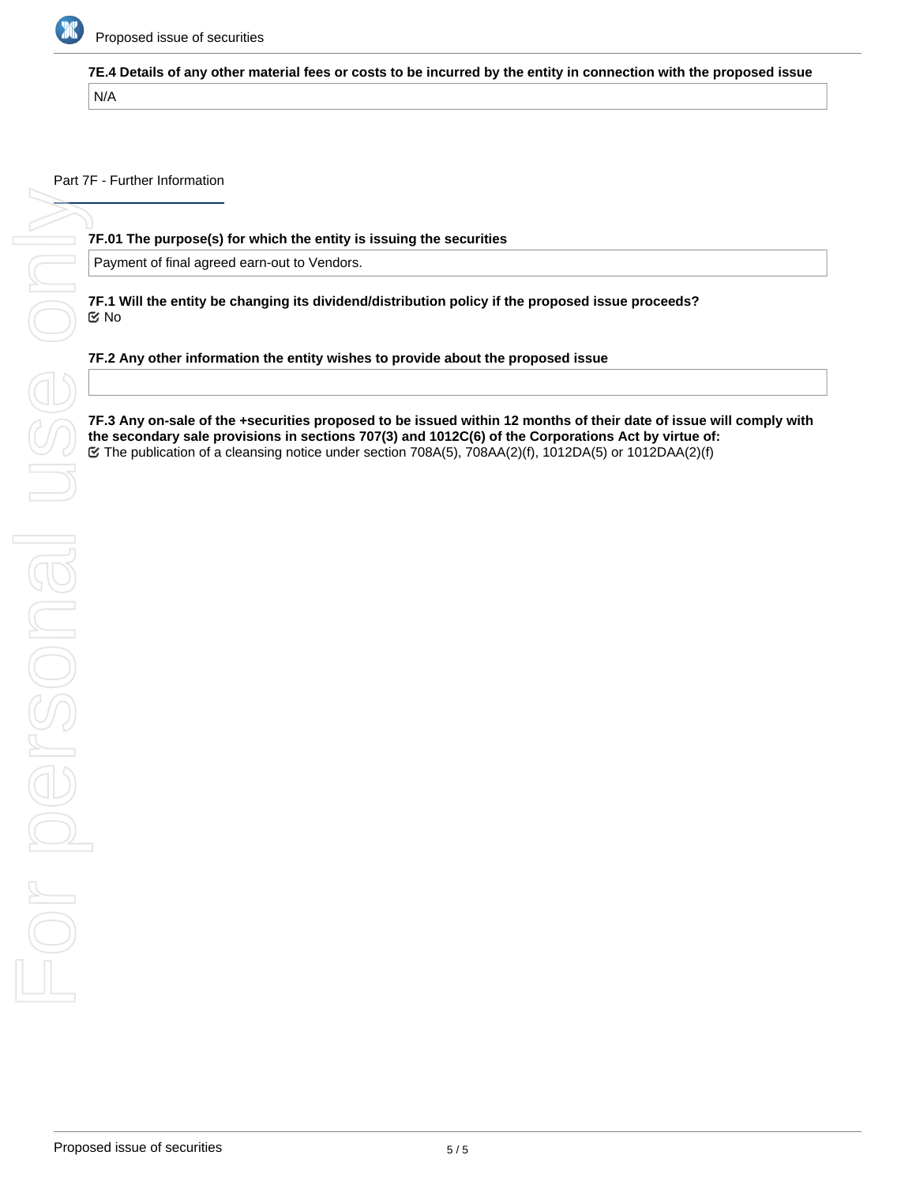**7E.4 Details of any other material fees or costs to be incurred by the entity in connection with the proposed issue**

N/A

## Part 7F - Further Information

**7F.01 The purpose(s) for which the entity is issuing the securities**

Payment of final agreed earn-out to Vendors.

**7F.1 Will the entity be changing its dividend/distribution policy if the proposed issue proceeds?**

☑ No

**7F.2 Any other information the entity wishes to provide about the proposed issue**

**7F.3 Any on-sale of the +securities proposed to be issued within 12 months of their date of issue will comply with the secondary sale provisions in sections 707(3) and 1012C(6) of the Corporations Act by virtue of:**

☑ The publication of a cleansing notice under section 708A(5), 708AA(2)(f), 1012DA(5) or 1012DAA(2)(f)